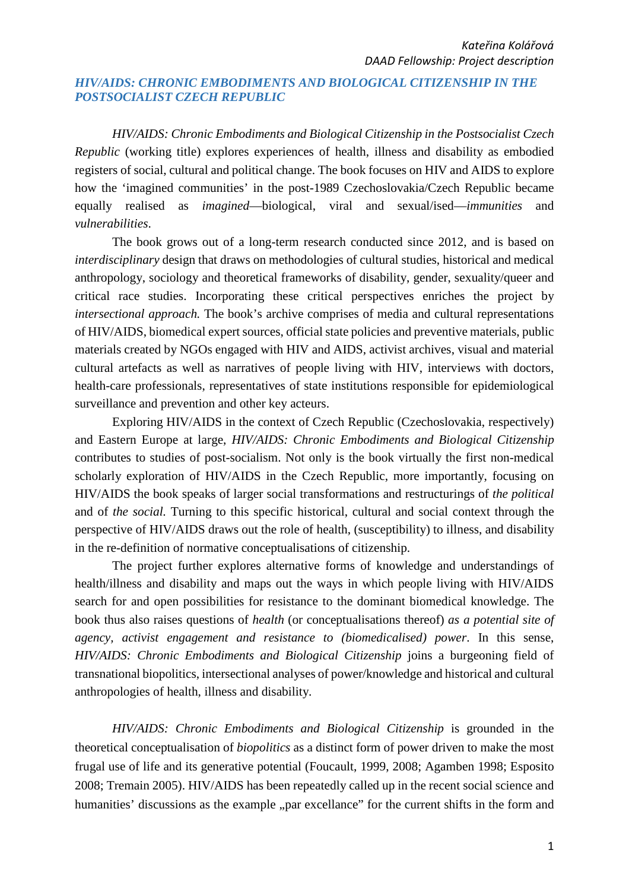*Kateřina Kolářová*
*DAAD Fellowship: Project description*

## *HIV/AIDS: CHRONIC EMBODIMENTS AND BIOLOGICAL CITIZENSHIP IN THE POSTSOCIALIST CZECH REPUBLIC*

*HIV/AIDS: Chronic Embodiments and Biological Citizenship in the Postsocialist Czech Republic* (working title) explores experiences of health, illness and disability as embodied registers of social, cultural and political change. The book focuses on HIV and AIDS to explore how the 'imagined communities' in the post-1989 Czechoslovakia/Czech Republic became equally realised as *imagined*—biological, viral and sexual/ised—*immunities* and *vulnerabilities*.

The book grows out of a long-term research conducted since 2012, and is based on *interdisciplinary* design that draws on methodologies of cultural studies, historical and medical anthropology, sociology and theoretical frameworks of disability, gender, sexuality/queer and critical race studies. Incorporating these critical perspectives enriches the project by *intersectional approach.* The book's archive comprises of media and cultural representations of HIV/AIDS, biomedical expert sources, official state policies and preventive materials, public materials created by NGOs engaged with HIV and AIDS, activist archives, visual and material cultural artefacts as well as narratives of people living with HIV, interviews with doctors, health-care professionals, representatives of state institutions responsible for epidemiological surveillance and prevention and other key acteurs.

Exploring HIV/AIDS in the context of Czech Republic (Czechoslovakia, respectively) and Eastern Europe at large, *HIV/AIDS: Chronic Embodiments and Biological Citizenship* contributes to studies of post-socialism. Not only is the book virtually the first non-medical scholarly exploration of HIV/AIDS in the Czech Republic, more importantly, focusing on HIV/AIDS the book speaks of larger social transformations and restructurings of *the political* and of *the social*. Turning to this specific historical, cultural and social context through the perspective of HIV/AIDS draws out the role of health, (susceptibility) to illness, and disability in the re-definition of normative conceptualisations of citizenship.

The project further explores alternative forms of knowledge and understandings of health/illness and disability and maps out the ways in which people living with HIV/AIDS search for and open possibilities for resistance to the dominant biomedical knowledge. The book thus also raises questions of *health* (or conceptualisations thereof) *as a potential site of agency, activist engagement and resistance to (biomedicalised) power*. In this sense, *HIV/AIDS: Chronic Embodiments and Biological Citizenship* joins a burgeoning field of transnational biopolitics, intersectional analyses of power/knowledge and historical and cultural anthropologies of health, illness and disability.

*HIV/AIDS: Chronic Embodiments and Biological Citizenship* is grounded in the theoretical conceptualisation of *biopolitics* as a distinct form of power driven to make the most frugal use of life and its generative potential (Foucault, 1999, 2008; Agamben 1998; Esposito 2008; Tremain 2005). HIV/AIDS has been repeatedly called up in the recent social science and humanities' discussions as the example „par excellance" for the current shifts in the form and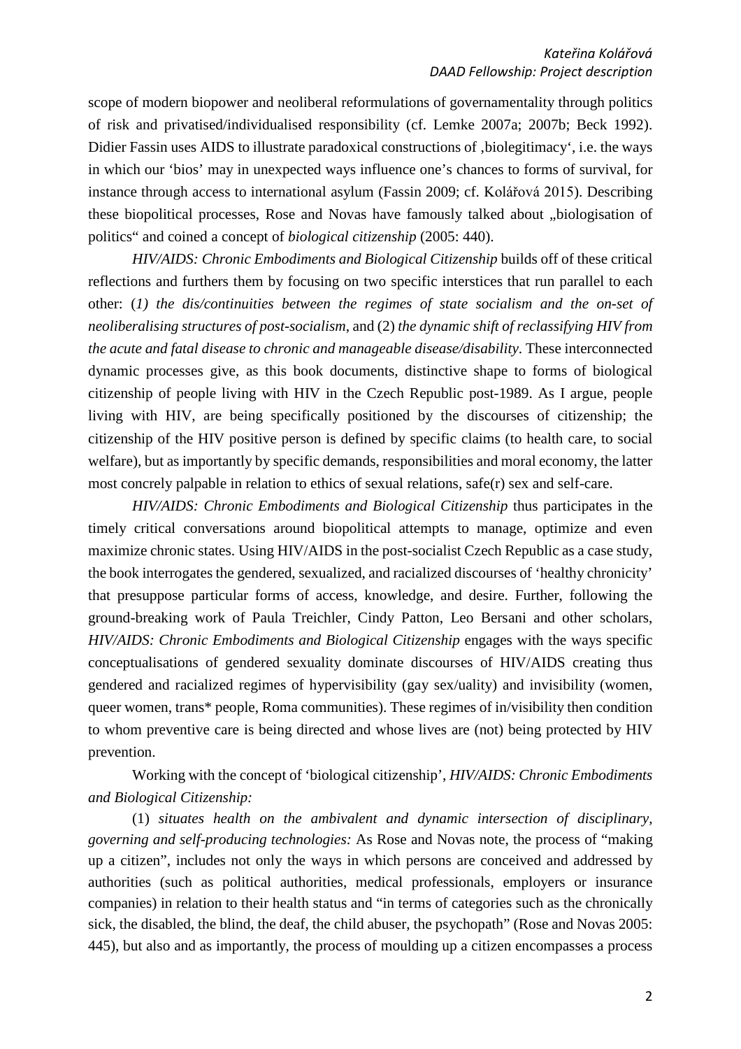scope of modern biopower and neoliberal reformulations of governamentality through politics of risk and privatised/individualised responsibility (cf. Lemke 2007a; 2007b; Beck 1992). Didier Fassin uses AIDS to illustrate paradoxical constructions of ‚biolegitimacy', i.e. the ways in which our 'bios' may in unexpected ways influence one's chances to forms of survival, for instance through access to international asylum (Fassin 2009; cf. Kolářová 2015). Describing these biopolitical processes, Rose and Novas have famously talked about „biologisation of politics" and coined a concept of *biological citizenship* (2005: 440).

*HIV/AIDS: Chronic Embodiments and Biological Citizenship* builds off of these critical reflections and furthers them by focusing on two specific interstices that run parallel to each other: (*1) the dis/continuities between the regimes of state socialism and the on-set of neoliberalising structures of post-socialism*, and (2) *the dynamic shift of reclassifying HIV from the acute and fatal disease to chronic and manageable disease/disability*. These interconnected dynamic processes give, as this book documents, distinctive shape to forms of biological citizenship of people living with HIV in the Czech Republic post-1989. As I argue, people living with HIV, are being specifically positioned by the discourses of citizenship; the citizenship of the HIV positive person is defined by specific claims (to health care, to social welfare), but as importantly by specific demands, responsibilities and moral economy, the latter most concrely palpable in relation to ethics of sexual relations, safe(r) sex and self-care.

*HIV/AIDS: Chronic Embodiments and Biological Citizenship* thus participates in the timely critical conversations around biopolitical attempts to manage, optimize and even maximize chronic states. Using HIV/AIDS in the post-socialist Czech Republic as a case study, the book interrogates the gendered, sexualized, and racialized discourses of 'healthy chronicity' that presuppose particular forms of access, knowledge, and desire. Further, following the ground-breaking work of Paula Treichler, Cindy Patton, Leo Bersani and other scholars, *HIV/AIDS: Chronic Embodiments and Biological Citizenship* engages with the ways specific conceptualisations of gendered sexuality dominate discourses of HIV/AIDS creating thus gendered and racialized regimes of hypervisibility (gay sex/uality) and invisibility (women, queer women, trans* people, Roma communities). These regimes of in/visibility then condition to whom preventive care is being directed and whose lives are (not) being protected by HIV prevention.

Working with the concept of 'biological citizenship', *HIV/AIDS: Chronic Embodiments and Biological Citizenship:*

(1) *situates health on the ambivalent and dynamic intersection of disciplinary, governing and self-producing technologies:* As Rose and Novas note, the process of "making up a citizen", includes not only the ways in which persons are conceived and addressed by authorities (such as political authorities, medical professionals, employers or insurance companies) in relation to their health status and "in terms of categories such as the chronically sick, the disabled, the blind, the deaf, the child abuser, the psychopath" (Rose and Novas 2005: 445), but also and as importantly, the process of moulding up a citizen encompasses a process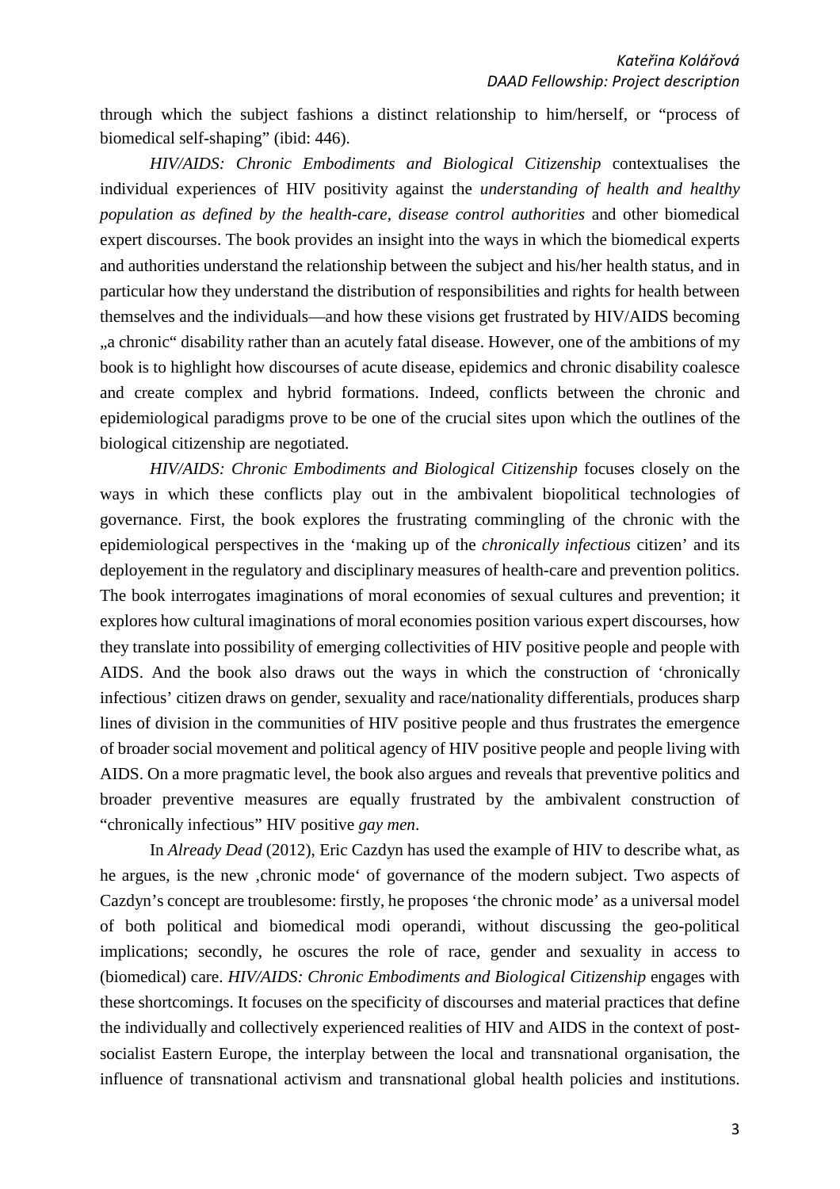through which the subject fashions a distinct relationship to him/herself, or "process of biomedical self-shaping" (ibid: 446).

*HIV/AIDS: Chronic Embodiments and Biological Citizenship* contextualises the individual experiences of HIV positivity against the *understanding of health and healthy population as defined by the health-care, disease control authorities* and other biomedical expert discourses. The book provides an insight into the ways in which the biomedical experts and authorities understand the relationship between the subject and his/her health status, and in particular how they understand the distribution of responsibilities and rights for health between themselves and the individuals—and how these visions get frustrated by HIV/AIDS becoming „a chronic" disability rather than an acutely fatal disease. However, one of the ambitions of my book is to highlight how discourses of acute disease, epidemics and chronic disability coalesce and create complex and hybrid formations. Indeed, conflicts between the chronic and epidemiological paradigms prove to be one of the crucial sites upon which the outlines of the biological citizenship are negotiated.

*HIV/AIDS: Chronic Embodiments and Biological Citizenship* focuses closely on the ways in which these conflicts play out in the ambivalent biopolitical technologies of governance. First, the book explores the frustrating commingling of the chronic with the epidemiological perspectives in the 'making up of the *chronically infectious* citizen' and its deployement in the regulatory and disciplinary measures of health-care and prevention politics. The book interrogates imaginations of moral economies of sexual cultures and prevention; it explores how cultural imaginations of moral economies position various expert discourses, how they translate into possibility of emerging collectivities of HIV positive people and people with AIDS. And the book also draws out the ways in which the construction of 'chronically infectious' citizen draws on gender, sexuality and race/nationality differentials, produces sharp lines of division in the communities of HIV positive people and thus frustrates the emergence of broader social movement and political agency of HIV positive people and people living with AIDS. On a more pragmatic level, the book also argues and reveals that preventive politics and broader preventive measures are equally frustrated by the ambivalent construction of "chronically infectious" HIV positive *gay men*.

In *Already Dead* (2012), Eric Cazdyn has used the example of HIV to describe what, as he argues, is the new ‚chronic mode' of governance of the modern subject. Two aspects of Cazdyn's concept are troublesome: firstly, he proposes 'the chronic mode' as a universal model of both political and biomedical modi operandi, without discussing the geo-political implications; secondly, he oscures the role of race, gender and sexuality in access to (biomedical) care. *HIV/AIDS: Chronic Embodiments and Biological Citizenship* engages with these shortcomings. It focuses on the specificity of discourses and material practices that define the individually and collectively experienced realities of HIV and AIDS in the context of post-socialist Eastern Europe, the interplay between the local and transnational organisation, the influence of transnational activism and transnational global health policies and institutions.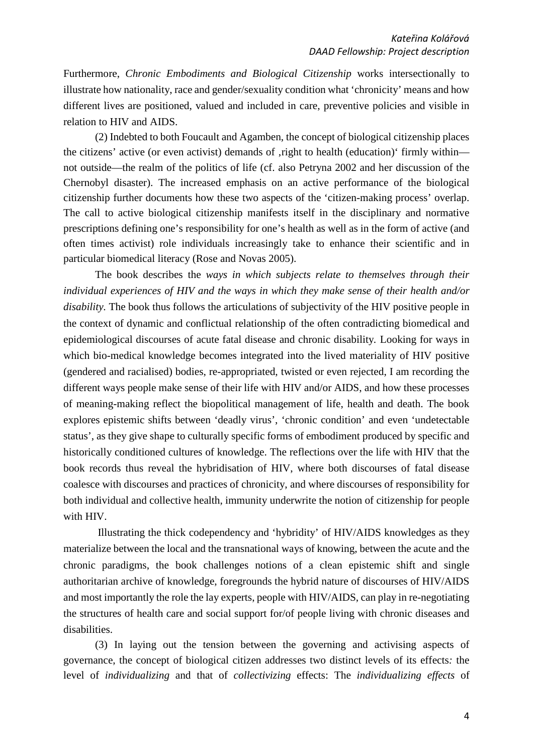Furthermore, *Chronic Embodiments and Biological Citizenship* works intersectionally to illustrate how nationality, race and gender/sexuality condition what 'chronicity' means and how different lives are positioned, valued and included in care, preventive policies and visible in relation to HIV and AIDS.

(2) Indebted to both Foucault and Agamben, the concept of biological citizenship places the citizens' active (or even activist) demands of ‚right to health (education)' firmly within—not outside—the realm of the politics of life (cf. also Petryna 2002 and her discussion of the Chernobyl disaster). The increased emphasis on an active performance of the biological citizenship further documents how these two aspects of the 'citizen-making process' overlap. The call to active biological citizenship manifests itself in the disciplinary and normative prescriptions defining one's responsibility for one's health as well as in the form of active (and often times activist) role individuals increasingly take to enhance their scientific and in particular biomedical literacy (Rose and Novas 2005).

The book describes the *ways in which subjects relate to themselves through their individual experiences of HIV and the ways in which they make sense of their health and/or disability*. The book thus follows the articulations of subjectivity of the HIV positive people in the context of dynamic and conflictual relationship of the often contradicting biomedical and epidemiological discourses of acute fatal disease and chronic disability. Looking for ways in which bio-medical knowledge becomes integrated into the lived materiality of HIV positive (gendered and racialised) bodies, re-appropriated, twisted or even rejected, I am recording the different ways people make sense of their life with HIV and/or AIDS, and how these processes of meaning-making reflect the biopolitical management of life, health and death. The book explores epistemic shifts between 'deadly virus', 'chronic condition' and even 'undetectable status', as they give shape to culturally specific forms of embodiment produced by specific and historically conditioned cultures of knowledge. The reflections over the life with HIV that the book records thus reveal the hybridisation of HIV, where both discourses of fatal disease coalesce with discourses and practices of chronicity, and where discourses of responsibility for both individual and collective health, immunity underwrite the notion of citizenship for people with HIV.

Illustrating the thick codependency and 'hybridity' of HIV/AIDS knowledges as they materialize between the local and the transnational ways of knowing, between the acute and the chronic paradigms, the book challenges notions of a clean epistemic shift and single authoritarian archive of knowledge, foregrounds the hybrid nature of discourses of HIV/AIDS and most importantly the role the lay experts, people with HIV/AIDS, can play in re-negotiating the structures of health care and social support for/of people living with chronic diseases and disabilities.

(3) In laying out the tension between the governing and activising aspects of governance, the concept of biological citizen addresses two distinct levels of its effects*:* the level of *individualizing* and that of *collectivizing* effects: The *individualizing effects* of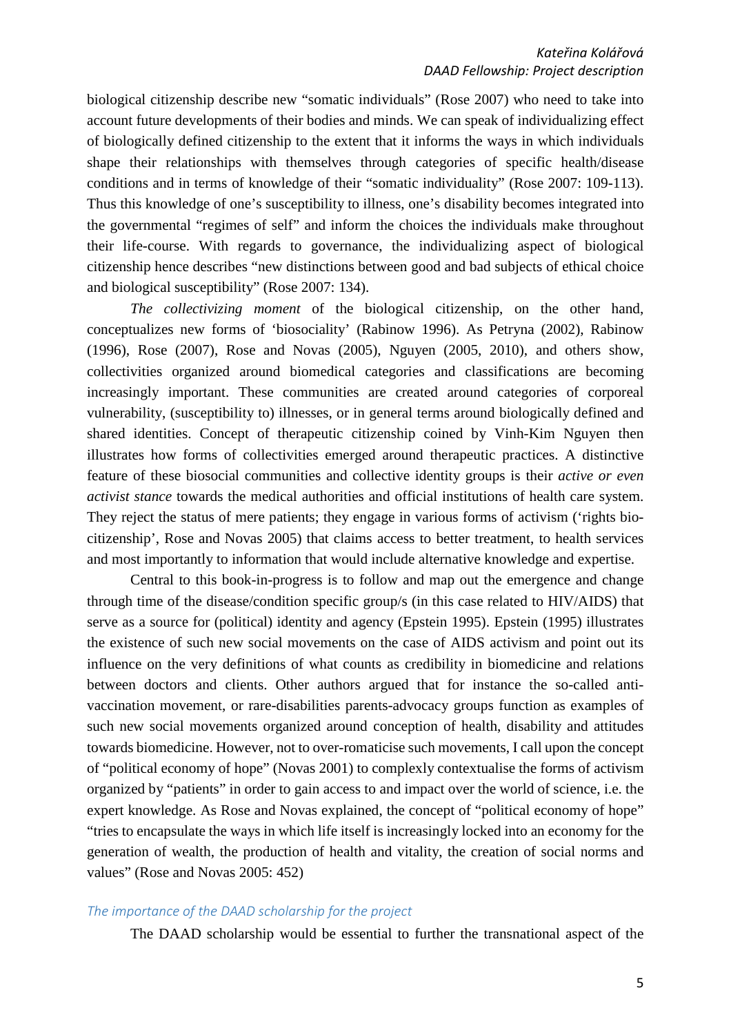biological citizenship describe new "somatic individuals" (Rose 2007) who need to take into account future developments of their bodies and minds. We can speak of individualizing effect of biologically defined citizenship to the extent that it informs the ways in which individuals shape their relationships with themselves through categories of specific health/disease conditions and in terms of knowledge of their "somatic individuality" (Rose 2007: 109-113). Thus this knowledge of one's susceptibility to illness, one's disability becomes integrated into the governmental "regimes of self" and inform the choices the individuals make throughout their life-course. With regards to governance, the individualizing aspect of biological citizenship hence describes "new distinctions between good and bad subjects of ethical choice and biological susceptibility" (Rose 2007: 134).

*The collectivizing moment* of the biological citizenship, on the other hand, conceptualizes new forms of 'biosociality' (Rabinow 1996). As Petryna (2002), Rabinow (1996), Rose (2007), Rose and Novas (2005), Nguyen (2005, 2010), and others show, collectivities organized around biomedical categories and classifications are becoming increasingly important. These communities are created around categories of corporeal vulnerability, (susceptibility to) illnesses, or in general terms around biologically defined and shared identities. Concept of therapeutic citizenship coined by Vinh-Kim Nguyen then illustrates how forms of collectivities emerged around therapeutic practices. A distinctive feature of these biosocial communities and collective identity groups is their *active or even activist stance* towards the medical authorities and official institutions of health care system. They reject the status of mere patients; they engage in various forms of activism ('rights bio-citizenship', Rose and Novas 2005) that claims access to better treatment, to health services and most importantly to information that would include alternative knowledge and expertise.

Central to this book-in-progress is to follow and map out the emergence and change through time of the disease/condition specific group/s (in this case related to HIV/AIDS) that serve as a source for (political) identity and agency (Epstein 1995). Epstein (1995) illustrates the existence of such new social movements on the case of AIDS activism and point out its influence on the very definitions of what counts as credibility in biomedicine and relations between doctors and clients. Other authors argued that for instance the so-called anti-vaccination movement, or rare-disabilities parents-advocacy groups function as examples of such new social movements organized around conception of health, disability and attitudes towards biomedicine. However, not to over-romaticise such movements, I call upon the concept of "political economy of hope" (Novas 2001) to complexly contextualise the forms of activism organized by "patients" in order to gain access to and impact over the world of science, i.e. the expert knowledge. As Rose and Novas explained, the concept of "political economy of hope" "tries to encapsulate the ways in which life itself is increasingly locked into an economy for the generation of wealth, the production of health and vitality, the creation of social norms and values" (Rose and Novas 2005: 452)

### *The importance of the DAAD scholarship for the project*

The DAAD scholarship would be essential to further the transnational aspect of the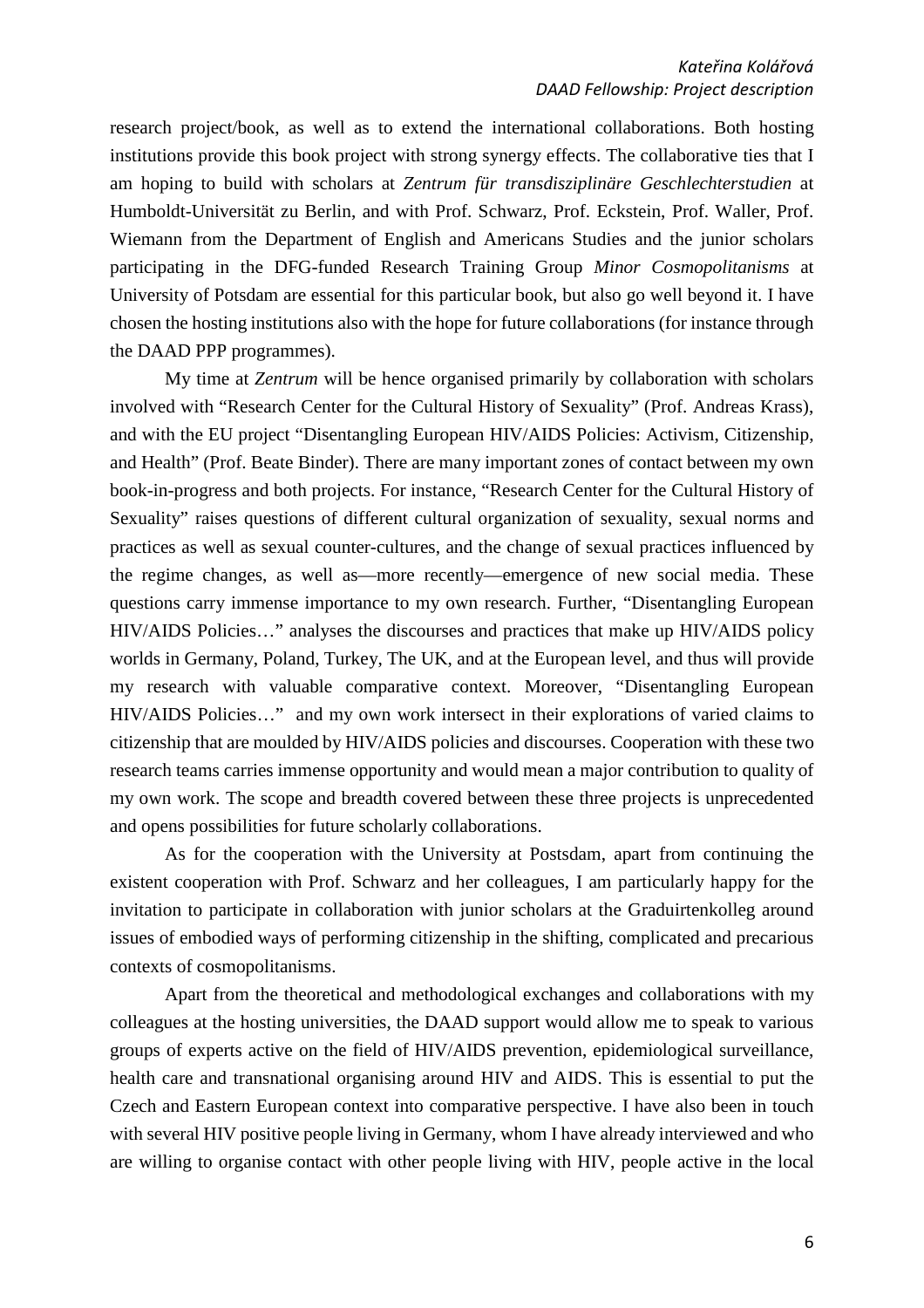research project/book, as well as to extend the international collaborations. Both hosting institutions provide this book project with strong synergy effects. The collaborative ties that I am hoping to build with scholars at *Zentrum für transdisziplinäre Geschlechterstudien* at Humboldt-Universität zu Berlin, and with Prof. Schwarz, Prof. Eckstein, Prof. Waller, Prof. Wiemann from the Department of English and Americans Studies and the junior scholars participating in the DFG-funded Research Training Group *Minor Cosmopolitanisms* at University of Potsdam are essential for this particular book, but also go well beyond it. I have chosen the hosting institutions also with the hope for future collaborations (for instance through the DAAD PPP programmes).

My time at *Zentrum* will be hence organised primarily by collaboration with scholars involved with "Research Center for the Cultural History of Sexuality" (Prof. Andreas Krass), and with the EU project "Disentangling European HIV/AIDS Policies: Activism, Citizenship, and Health" (Prof. Beate Binder). There are many important zones of contact between my own book-in-progress and both projects. For instance, "Research Center for the Cultural History of Sexuality" raises questions of different cultural organization of sexuality, sexual norms and practices as well as sexual counter-cultures, and the change of sexual practices influenced by the regime changes, as well as—more recently—emergence of new social media. These questions carry immense importance to my own research. Further, "Disentangling European HIV/AIDS Policies…" analyses the discourses and practices that make up HIV/AIDS policy worlds in Germany, Poland, Turkey, The UK, and at the European level, and thus will provide my research with valuable comparative context. Moreover, "Disentangling European HIV/AIDS Policies…" and my own work intersect in their explorations of varied claims to citizenship that are moulded by HIV/AIDS policies and discourses. Cooperation with these two research teams carries immense opportunity and would mean a major contribution to quality of my own work. The scope and breadth covered between these three projects is unprecedented and opens possibilities for future scholarly collaborations.

As for the cooperation with the University at Postsdam, apart from continuing the existent cooperation with Prof. Schwarz and her colleagues, I am particularly happy for the invitation to participate in collaboration with junior scholars at the Graduirtenkolleg around issues of embodied ways of performing citizenship in the shifting, complicated and precarious contexts of cosmopolitanisms.

Apart from the theoretical and methodological exchanges and collaborations with my colleagues at the hosting universities, the DAAD support would allow me to speak to various groups of experts active on the field of HIV/AIDS prevention, epidemiological surveillance, health care and transnational organising around HIV and AIDS. This is essential to put the Czech and Eastern European context into comparative perspective. I have also been in touch with several HIV positive people living in Germany, whom I have already interviewed and who are willing to organise contact with other people living with HIV, people active in the local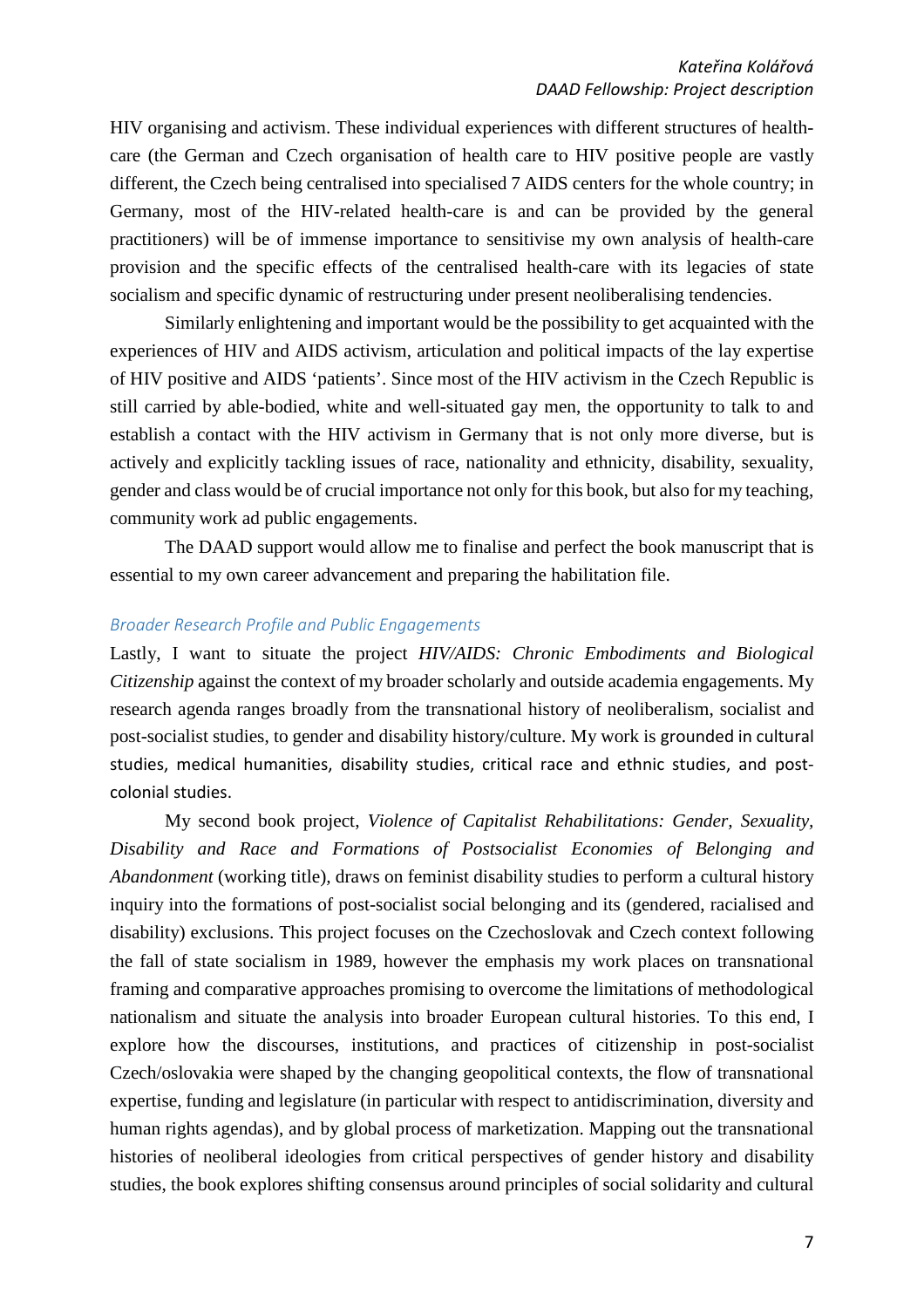HIV organising and activism. These individual experiences with different structures of health-care (the German and Czech organisation of health care to HIV positive people are vastly different, the Czech being centralised into specialised 7 AIDS centers for the whole country; in Germany, most of the HIV-related health-care is and can be provided by the general practitioners) will be of immense importance to sensitivise my own analysis of health-care provision and the specific effects of the centralised health-care with its legacies of state socialism and specific dynamic of restructuring under present neoliberalising tendencies.

Similarly enlightening and important would be the possibility to get acquainted with the experiences of HIV and AIDS activism, articulation and political impacts of the lay expertise of HIV positive and AIDS 'patients'. Since most of the HIV activism in the Czech Republic is still carried by able-bodied, white and well-situated gay men, the opportunity to talk to and establish a contact with the HIV activism in Germany that is not only more diverse, but is actively and explicitly tackling issues of race, nationality and ethnicity, disability, sexuality, gender and class would be of crucial importance not only for this book, but also for my teaching, community work ad public engagements.

The DAAD support would allow me to finalise and perfect the book manuscript that is essential to my own career advancement and preparing the habilitation file.

### *Broader Research Profile and Public Engagements*

Lastly, I want to situate the project *HIV/AIDS: Chronic Embodiments and Biological Citizenship* against the context of my broader scholarly and outside academia engagements. My research agenda ranges broadly from the transnational history of neoliberalism, socialist and post-socialist studies, to gender and disability history/culture. My work is grounded in cultural studies, medical humanities, disability studies, critical race and ethnic studies, and post-colonial studies.

My second book project, *Violence of Capitalist Rehabilitations: Gender, Sexuality, Disability and Race and Formations of Postsocialist Economies of Belonging and Abandonment* (working title), draws on feminist disability studies to perform a cultural history inquiry into the formations of post-socialist social belonging and its (gendered, racialised and disability) exclusions. This project focuses on the Czechoslovak and Czech context following the fall of state socialism in 1989, however the emphasis my work places on transnational framing and comparative approaches promising to overcome the limitations of methodological nationalism and situate the analysis into broader European cultural histories. To this end, I explore how the discourses, institutions, and practices of citizenship in post-socialist Czech/oslovakia were shaped by the changing geopolitical contexts, the flow of transnational expertise, funding and legislature (in particular with respect to antidiscrimination, diversity and human rights agendas), and by global process of marketization. Mapping out the transnational histories of neoliberal ideologies from critical perspectives of gender history and disability studies, the book explores shifting consensus around principles of social solidarity and cultural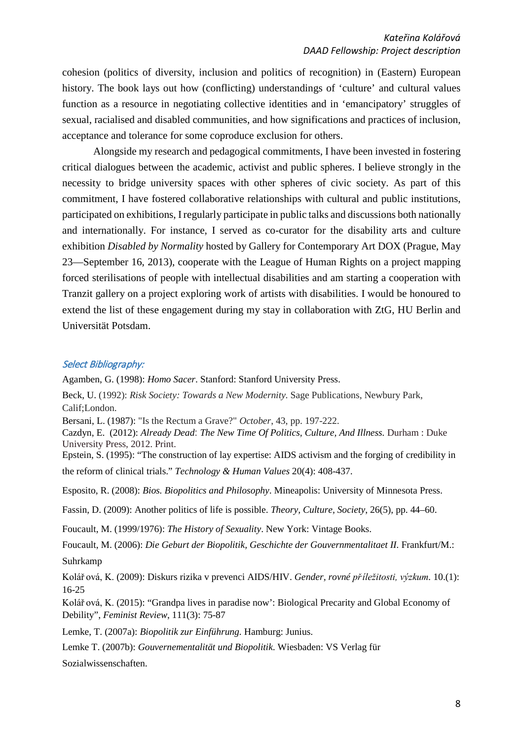cohesion (politics of diversity, inclusion and politics of recognition) in (Eastern) European history. The book lays out how (conflicting) understandings of 'culture' and cultural values function as a resource in negotiating collective identities and in 'emancipatory' struggles of sexual, racialised and disabled communities, and how significations and practices of inclusion, acceptance and tolerance for some coproduce exclusion for others.

Alongside my research and pedagogical commitments, I have been invested in fostering critical dialogues between the academic, activist and public spheres. I believe strongly in the necessity to bridge university spaces with other spheres of civic society. As part of this commitment, I have fostered collaborative relationships with cultural and public institutions, participated on exhibitions, I regularly participate in public talks and discussions both nationally and internationally. For instance, I served as co-curator for the disability arts and culture exhibition *Disabled by Normality* hosted by Gallery for Contemporary Art DOX (Prague, May 23—September 16, 2013), cooperate with the League of Human Rights on a project mapping forced sterilisations of people with intellectual disabilities and am starting a cooperation with Tranzit gallery on a project exploring work of artists with disabilities. I would be honoured to extend the list of these engagement during my stay in collaboration with ZtG, HU Berlin and Universität Potsdam.

### *Select Bibliography:*

Agamben, G. (1998): *Homo Sacer*. Stanford: Stanford University Press.

Beck, U. (1992): *Risk Society: Towards a New Modernity.* Sage Publications, Newbury Park, Calif;London.

Bersani, L. (1987): "Is the Rectum a Grave?" *October*, 43, pp. 197-222.

Cazdyn, E. (2012): *Already Dead*: *The New Time Of Politics, Culture, And Illness.* Durham : Duke University Press, 2012. Print.

Epstein, S. (1995): "The construction of lay expertise: AIDS activism and the forging of credibility in the reform of clinical trials." *Technology & Human Values* 20(4): 408-437.

Esposito, R. (2008): *Bios. Biopolitics and Philosophy*. Mineapolis: University of Minnesota Press.

Fassin, D. (2009): Another politics of life is possible. *Theory, Culture, Society*, 26(5), pp. 44–60.

Foucault, M. (1999/1976): *The History of Sexuality*. New York: Vintage Books.

Foucault, M. (2006): *Die Geburt der Biopolitik, Geschichte der Gouvernmentalitaet II.* Frankfurt/M.: Suhrkamp

Kolářová, K. (2009): Diskurs rizika v prevenci AIDS/HIV. *Gender, rovné příležitosti, výzkum.* 10.(1): 16-25

Kolářová, K. (2015): "Grandpa lives in paradise now': Biological Precarity and Global Economy of Debility", *Feminist Review*, 111(3): 75-87

Lemke, T. (2007a): *Biopolitik zur Einführung.* Hamburg: Junius.

Lemke T. (2007b): *Gouvernementalität und Biopolitik.* Wiesbaden: VS Verlag für Sozialwissenschaften.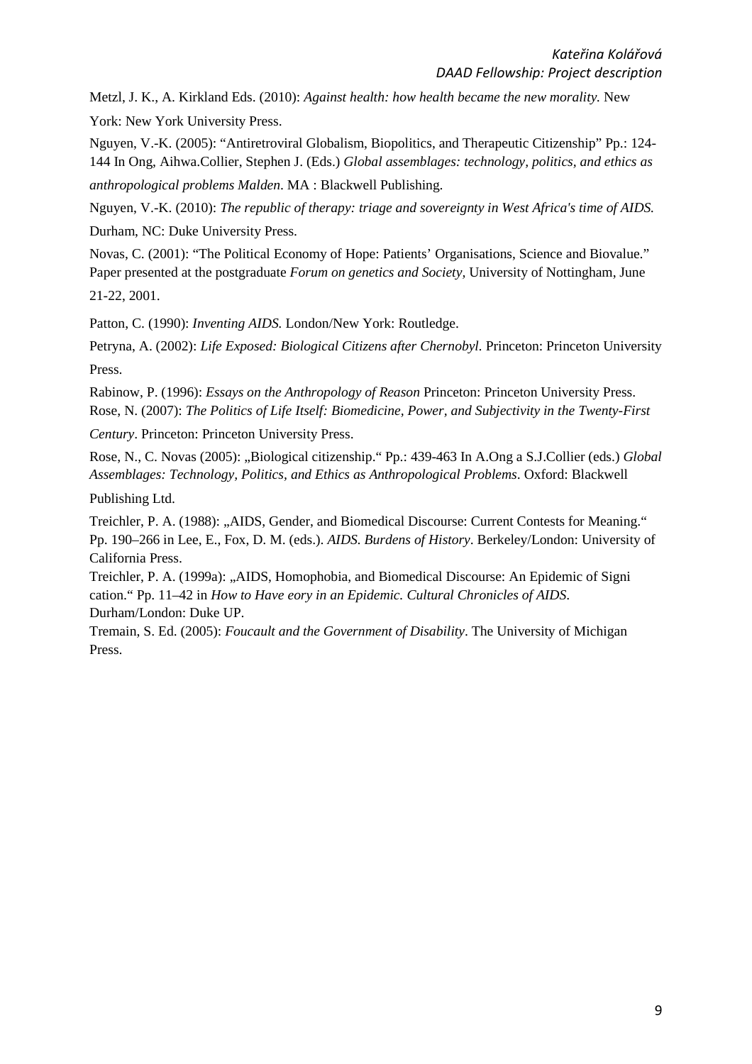Metzl, J. K., A. Kirkland Eds. (2010): *Against health: how health became the new morality.* New York: New York University Press.

Nguyen, V.-K. (2005): "Antiretroviral Globalism, Biopolitics, and Therapeutic Citizenship" Pp.: 124-144 In Ong, Aihwa.Collier, Stephen J. (Eds.) *Global assemblages: technology, politics, and ethics as anthropological problems Malden*. MA : Blackwell Publishing.

Nguyen, V.-K. (2010): *The republic of therapy: triage and sovereignty in West Africa's time of AIDS.* Durham, NC: Duke University Press.

Novas, C. (2001): "The Political Economy of Hope: Patients' Organisations, Science and Biovalue." Paper presented at the postgraduate *Forum on genetics and Society*, University of Nottingham, June 21-22, 2001.

Patton, C. (1990): *Inventing AIDS.* London/New York: Routledge.

Petryna, A. (2002): *Life Exposed: Biological Citizens after Chernobyl.* Princeton: Princeton University Press.

Rabinow, P. (1996): *Essays on the Anthropology of Reason* Princeton: Princeton University Press.

Rose, N. (2007): *The Politics of Life Itself: Biomedicine, Power, and Subjectivity in the Twenty-First Century*. Princeton: Princeton University Press.

Rose, N., C. Novas (2005): „Biological citizenship." Pp.: 439-463 In A.Ong a S.J.Collier (eds.) *Global Assemblages: Technology, Politics, and Ethics as Anthropological Problems*. Oxford: Blackwell Publishing Ltd.

Treichler, P. A. (1988): „AIDS, Gender, and Biomedical Discourse: Current Contests for Meaning." Pp. 190–266 in Lee, E., Fox, D. M. (eds.). *AIDS. Burdens of History*. Berkeley/London: University of California Press.

Treichler, P. A. (1999a): „AIDS, Homophobia, and Biomedical Discourse: An Epidemic of Signi cation." Pp. 11–42 in *How to Have eory in an Epidemic. Cultural Chronicles of AIDS*. Durham/London: Duke UP.

Tremain, S. Ed. (2005): *Foucault and the Government of Disability*. The University of Michigan Press.